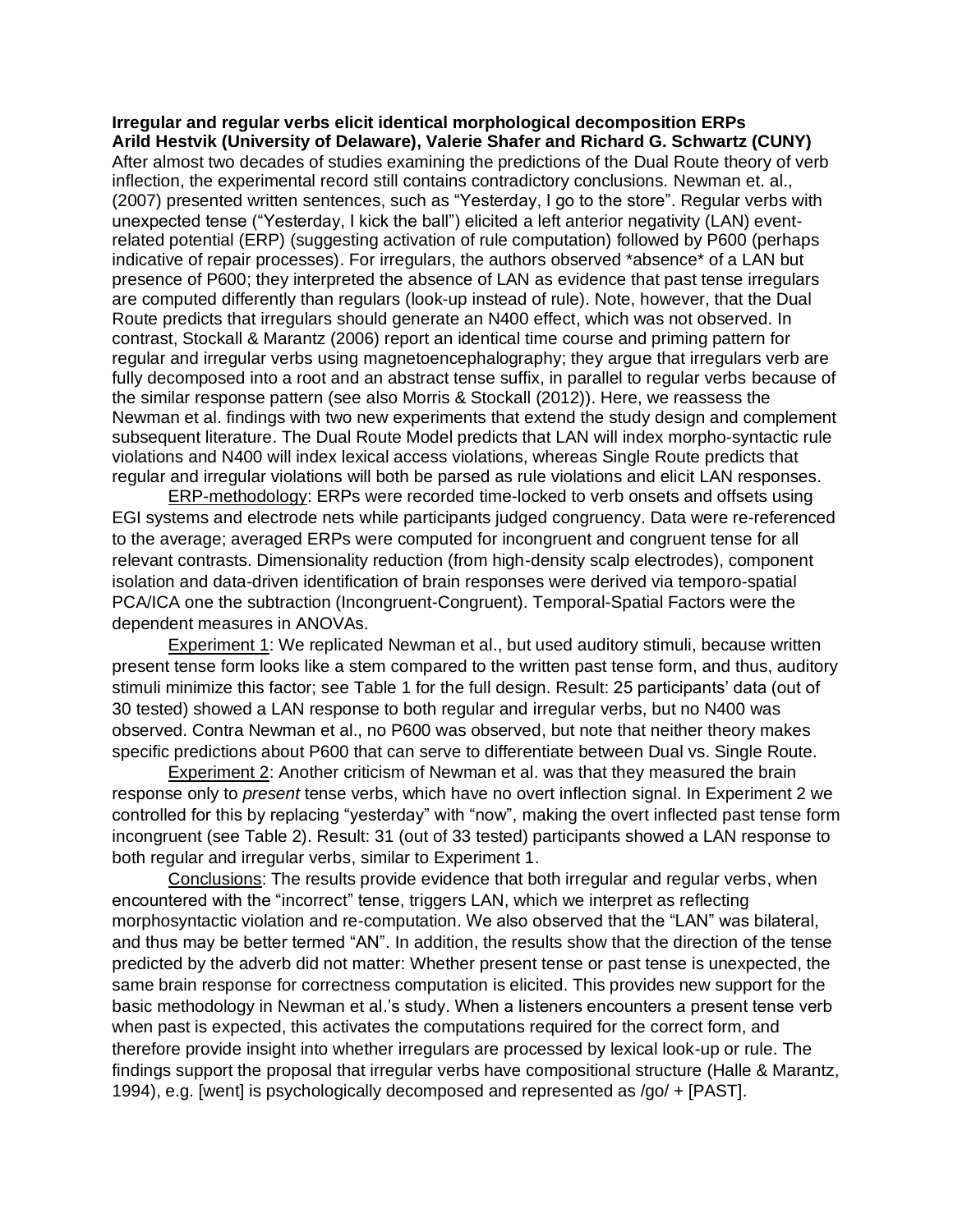**Irregular and regular verbs elicit identical morphological decomposition ERPs**
**Arild Hestvik (University of Delaware), Valerie Shafer and Richard G. Schwartz (CUNY)**

After almost two decades of studies examining the predictions of the Dual Route theory of verb inflection, the experimental record still contains contradictory conclusions. Newman et. al., (2007) presented written sentences, such as "Yesterday, I go to the store". Regular verbs with unexpected tense ("Yesterday, I kick the ball") elicited a left anterior negativity (LAN) event-related potential (ERP) (suggesting activation of rule computation) followed by P600 (perhaps indicative of repair processes). For irregulars, the authors observed *absence* of a LAN but presence of P600; they interpreted the absence of LAN as evidence that past tense irregulars are computed differently than regulars (look-up instead of rule). Note, however, that the Dual Route predicts that irregulars should generate an N400 effect, which was not observed. In contrast, Stockall & Marantz (2006) report an identical time course and priming pattern for regular and irregular verbs using magnetoencephalography; they argue that irregulars verb are fully decomposed into a root and an abstract tense suffix, in parallel to regular verbs because of the similar response pattern (see also Morris & Stockall (2012)). Here, we reassess the Newman et al. findings with two new experiments that extend the study design and complement subsequent literature. The Dual Route Model predicts that LAN will index morpho-syntactic rule violations and N400 will index lexical access violations, whereas Single Route predicts that regular and irregular violations will both be parsed as rule violations and elicit LAN responses.

ERP-methodology: ERPs were recorded time-locked to verb onsets and offsets using EGI systems and electrode nets while participants judged congruency. Data were re-referenced to the average; averaged ERPs were computed for incongruent and congruent tense for all relevant contrasts. Dimensionality reduction (from high-density scalp electrodes), component isolation and data-driven identification of brain responses were derived via temporo-spatial PCA/ICA one the subtraction (Incongruent-Congruent). Temporal-Spatial Factors were the dependent measures in ANOVAs.

Experiment 1: We replicated Newman et al., but used auditory stimuli, because written present tense form looks like a stem compared to the written past tense form, and thus, auditory stimuli minimize this factor; see Table 1 for the full design. Result: 25 participants' data (out of 30 tested) showed a LAN response to both regular and irregular verbs, but no N400 was observed. Contra Newman et al., no P600 was observed, but note that neither theory makes specific predictions about P600 that can serve to differentiate between Dual vs. Single Route.

Experiment 2: Another criticism of Newman et al. was that they measured the brain response only to *present* tense verbs, which have no overt inflection signal. In Experiment 2 we controlled for this by replacing "yesterday" with "now", making the overt inflected past tense form incongruent (see Table 2). Result: 31 (out of 33 tested) participants showed a LAN response to both regular and irregular verbs, similar to Experiment 1.

Conclusions: The results provide evidence that both irregular and regular verbs, when encountered with the "incorrect" tense, triggers LAN, which we interpret as reflecting morphosyntactic violation and re-computation. We also observed that the "LAN" was bilateral, and thus may be better termed "AN". In addition, the results show that the direction of the tense predicted by the adverb did not matter: Whether present tense or past tense is unexpected, the same brain response for correctness computation is elicited. This provides new support for the basic methodology in Newman et al.'s study. When a listeners encounters a present tense verb when past is expected, this activates the computations required for the correct form, and therefore provide insight into whether irregulars are processed by lexical look-up or rule. The findings support the proposal that irregular verbs have compositional structure (Halle & Marantz, 1994), e.g. [went] is psychologically decomposed and represented as /go/ + [PAST].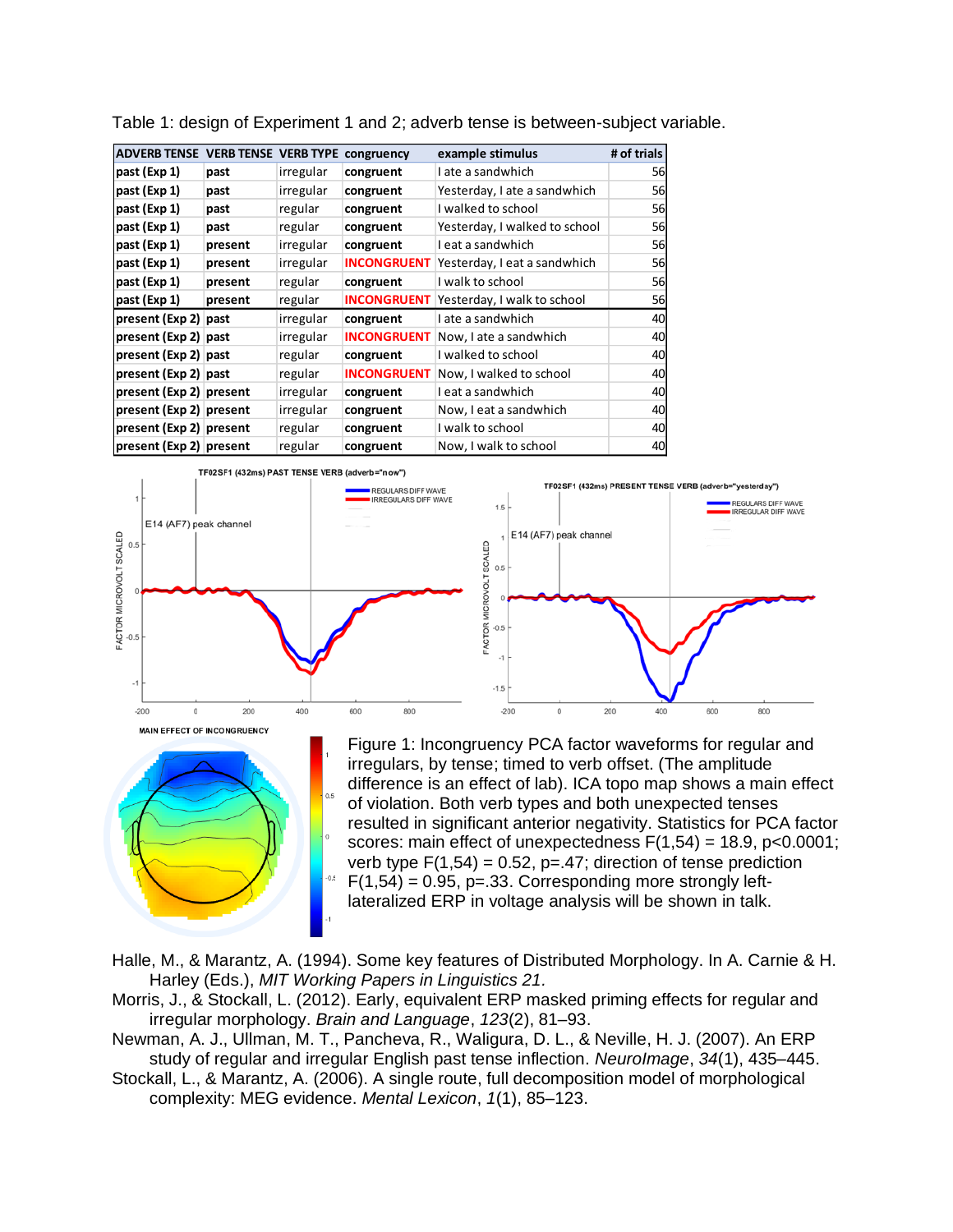Table 1: design of Experiment 1 and 2; adverb tense is between-subject variable.

| ADVERB TENSE | VERB TENSE | VERB TYPE | congruency | example stimulus | # of trials |
|---|---|---|---|---|---|
| past (Exp 1) | past | irregular | congruent | I ate a sandwhich | 56 |
| past (Exp 1) | past | irregular | congruent | Yesterday, I ate a sandwhich | 56 |
| past (Exp 1) | past | regular | congruent | I walked to school | 56 |
| past (Exp 1) | past | regular | congruent | Yesterday, I walked to school | 56 |
| past (Exp 1) | present | irregular | congruent | I eat a sandwhich | 56 |
| past (Exp 1) | present | irregular | INCONGRUENT | Yesterday, I eat a sandwhich | 56 |
| past (Exp 1) | present | regular | congruent | I walk to school | 56 |
| past (Exp 1) | present | regular | INCONGRUENT | Yesterday, I walk to school | 56 |
| present (Exp 2) | past | irregular | congruent | I ate a sandwhich | 40 |
| present (Exp 2) | past | irregular | INCONGRUENT | Now, I ate a sandwhich | 40 |
| present (Exp 2) | past | regular | congruent | I walked to school | 40 |
| present (Exp 2) | past | regular | INCONGRUENT | Now, I walked to school | 40 |
| present (Exp 2) | present | irregular | congruent | I eat a sandwhich | 40 |
| present (Exp 2) | present | irregular | congruent | Now, I eat a sandwhich | 40 |
| present (Exp 2) | present | regular | congruent | I walk to school | 40 |
| present (Exp 2) | present | regular | congruent | Now, I walk to school | 40 |

TF02SF1 (432ms) PAST TENSE VERB (adverb="now")

REGULARS DIFF WAVE
IRREGULARS DIFF WAVE
E14 (AF7) peak channel
FACTOR MICROVOLT SCALED

TF02SF1 (432ms) PRESENT TENSE VERB (adverb="yesterday")

REGULARS DIFF WAVE
IRREGULAR DIFF WAVE
E14 (AF7) peak channel
FACTOR MICROVOLT SCALED

MAIN EFFECT OF INCONGRUENCY

Figure 1: Incongruency PCA factor waveforms for regular and irregulars, by tense; timed to verb offset. (The amplitude difference is an effect of lab). ICA topo map shows a main effect of violation. Both verb types and both unexpected tenses resulted in significant anterior negativity. Statistics for PCA factor scores: main effect of unexpectedness $F(1,54) = 18.9$, $p<0.0001$; verb type $F(1,54) = 0.52$, $p=.47$; direction of tense prediction $F(1,54) = 0.95$, $p=.33$. Corresponding more strongly left-lateralized ERP in voltage analysis will be shown in talk.

Halle, M., & Marantz, A. (1994). Some key features of Distributed Morphology. In A. Carnie & H. Harley (Eds.), *MIT Working Papers in Linguistics 21.*

Morris, J., & Stockall, L. (2012). Early, equivalent ERP masked priming effects for regular and irregular morphology. *Brain and Language*, *123*(2), 81–93.

Newman, A. J., Ullman, M. T., Pancheva, R., Waligura, D. L., & Neville, H. J. (2007). An ERP study of regular and irregular English past tense inflection. *NeuroImage*, *34*(1), 435–445.

Stockall, L., & Marantz, A. (2006). A single route, full decomposition model of morphological complexity: MEG evidence. *Mental Lexicon*, *1*(1), 85–123.